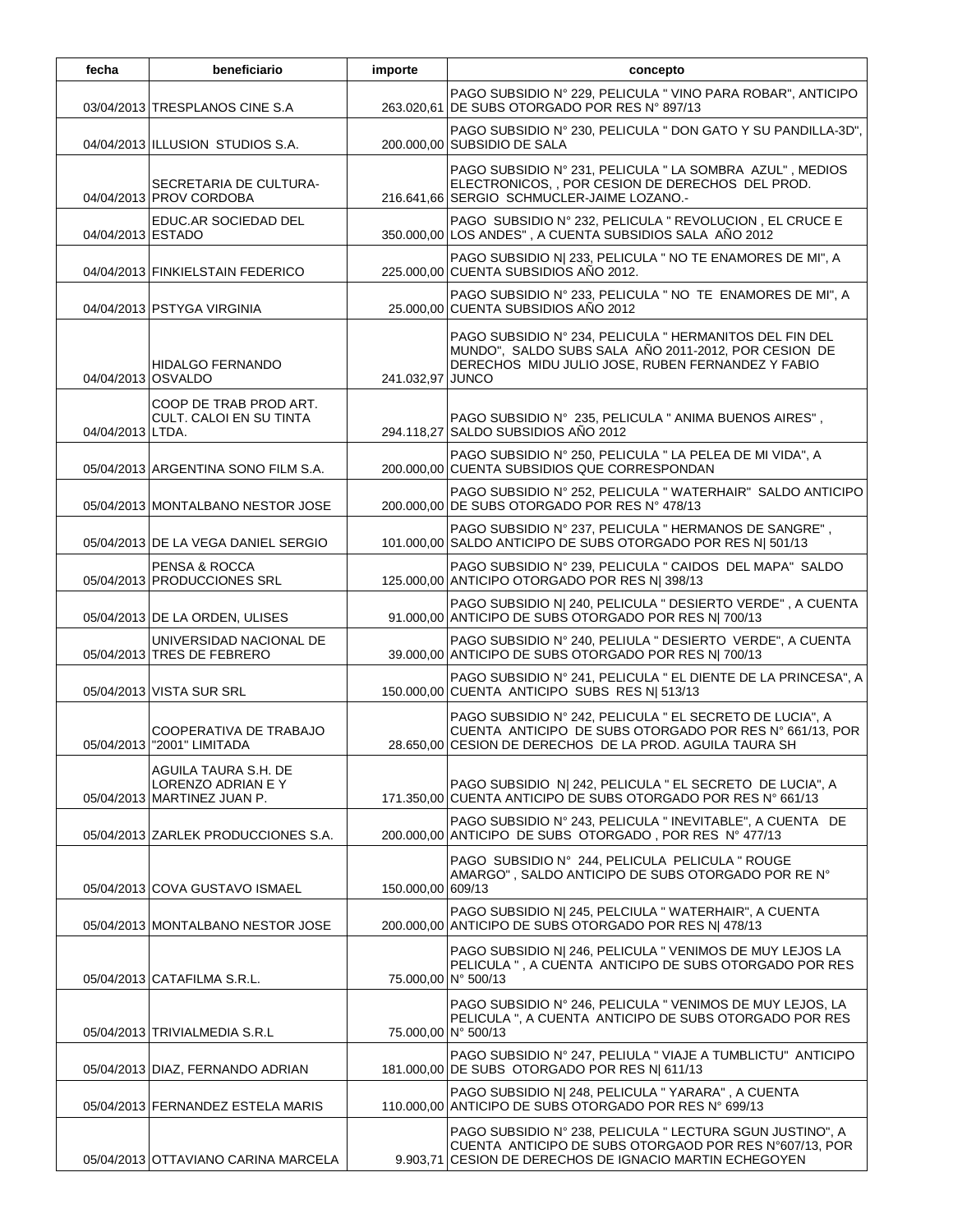| fecha | beneficiario | importe | concepto |
|---|---|---|---|
| 03/04/2013 | TRESPLANOS CINE S.A | 263.020,61 | PAGO SUBSIDIO N° 229, PELICULA " VINO PARA ROBAR", ANTICIPO DE SUBS OTORGADO POR RES N° 897/13 |
| 04/04/2013 | ILLUSION STUDIOS S.A. | 200.000,00 | PAGO SUBSIDIO N° 230, PELICULA " DON GATO Y SU PANDILLA-3D", SUBSIDIO DE SALA |
| 04/04/2013 | SECRETARIA DE CULTURA-PROV CORDOBA | 216.641,66 | PAGO SUBSIDIO N° 231, PELICULA " LA SOMBRA AZUL" , MEDIOS ELECTRONICOS, , POR CESION DE DERECHOS DEL PROD. SERGIO SCHMUCLER-JAIME LOZANO.- |
| 04/04/2013 | EDUC.AR SOCIEDAD DEL ESTADO | 350.000,00 | PAGO SUBSIDIO N° 232, PELICULA " REVOLUCION , EL CRUCE E LOS ANDES" , A CUENTA SUBSIDIOS SALA AÑO 2012 |
| 04/04/2013 | FINKIELSTAIN FEDERICO | 225.000,00 | PAGO SUBSIDIO N\| 233, PELICULA " NO TE ENAMORES DE MI", A CUENTA SUBSIDIOS AÑO 2012. |
| 04/04/2013 | PSTYGA VIRGINIA | 25.000,00 | PAGO SUBSIDIO N° 233, PELICULA " NO TE ENAMORES DE MI", A CUENTA SUBSIDIOS AÑO 2012 |
| 04/04/2013 | HIDALGO FERNANDO OSVALDO | 241.032,97 | PAGO SUBSIDIO N° 234, PELICULA " HERMANITOS DEL FIN DEL MUNDO", SALDO SUBS SALA AÑO 2011-2012, POR CESION DE DERECHOS MIDU JULIO JOSE, RUBEN FERNANDEZ Y FABIO JUNCO |
| 04/04/2013 | COOP DE TRAB PROD ART. CULT. CALOI EN SU TINTA LTDA. | 294.118,27 | PAGO SUBSIDIO N° 235, PELICULA " ANIMA BUENOS AIRES" , SALDO SUBSIDIOS AÑO 2012 |
| 05/04/2013 | ARGENTINA SONO FILM S.A. | 200.000,00 | PAGO SUBSIDIO N° 250, PELICULA " LA PELEA DE MI VIDA", A CUENTA SUBSIDIOS QUE CORRESPONDAN |
| 05/04/2013 | MONTALBANO NESTOR JOSE | 200.000,00 | PAGO SUBSIDIO N° 252, PELICULA " WATERHAIR" SALDO ANTICIPO DE SUBS OTORGADO POR RES N° 478/13 |
| 05/04/2013 | DE LA VEGA DANIEL SERGIO | 101.000,00 | PAGO SUBSIDIO N° 237, PELICULA " HERMANOS DE SANGRE" , SALDO ANTICIPO DE SUBS OTORGADO POR RES N\| 501/13 |
| 05/04/2013 | PENSA & ROCCA PRODUCCIONES SRL | 125.000,00 | PAGO SUBSIDIO N° 239, PELICULA " CAIDOS DEL MAPA" SALDO ANTICIPO OTORGADO POR RES N\| 398/13 |
| 05/04/2013 | DE LA ORDEN, ULISES | 91.000,00 | PAGO SUBSIDIO N\| 240, PELICULA " DESIERTO VERDE" , A CUENTA ANTICIPO DE SUBS OTORGADO POR RES N\| 700/13 |
| 05/04/2013 | UNIVERSIDAD NACIONAL DE TRES DE FEBRERO | 39.000,00 | PAGO SUBSIDIO N° 240, PELIULA " DESIERTO VERDE", A CUENTA ANTICIPO DE SUBS OTORGADO POR RES N\| 700/13 |
| 05/04/2013 | VISTA SUR SRL | 150.000,00 | PAGO SUBSIDIO N° 241, PELICULA " EL DIENTE DE LA PRINCESA", A CUENTA ANTICIPO SUBS RES N\| 513/13 |
| 05/04/2013 | COOPERATIVA DE TRABAJO "2001" LIMITADA | 28.650,00 | PAGO SUBSIDIO N° 242, PELICULA " EL SECRETO DE LUCIA", A CUENTA ANTICIPO DE SUBS OTORGADO POR RES N° 661/13, POR CESION DE DERECHOS DE LA PROD. AGUILA TAURA SH |
| 05/04/2013 | AGUILA TAURA S.H. DE LORENZO ADRIAN E Y MARTINEZ JUAN P. | 171.350,00 | PAGO SUBSIDIO N\| 242, PELICULA " EL SECRETO DE LUCIA", A CUENTA ANTICIPO DE SUBS OTORGADO POR RES N° 661/13 |
| 05/04/2013 | ZARLEK PRODUCCIONES S.A. | 200.000,00 | PAGO SUBSIDIO N° 243, PELICULA " INEVITABLE", A CUENTA DE ANTICIPO DE SUBS OTORGADO , POR RES N° 477/13 |
| 05/04/2013 | COVA GUSTAVO ISMAEL | 150.000,00 | PAGO SUBSIDIO N° 244, PELICULA PELICULA " ROUGE AMARGO" , SALDO ANTICIPO DE SUBS OTORGADO POR RE N° 609/13 |
| 05/04/2013 | MONTALBANO NESTOR JOSE | 200.000,00 | PAGO SUBSIDIO N\| 245, PELCIULA " WATERHAIR", A CUENTA ANTICIPO DE SUBS OTORGADO POR RES N\| 478/13 |
| 05/04/2013 | CATAFILMA S.R.L. | 75.000,00 | PAGO SUBSIDIO N\| 246, PELICULA " VENIMOS DE MUY LEJOS LA PELICULA " , A CUENTA ANTICIPO DE SUBS OTORGADO POR RES N° 500/13 |
| 05/04/2013 | TRIVIALMEDIA S.R.L | 75.000,00 | PAGO SUBSIDIO N° 246, PELICULA " VENIMOS DE MUY LEJOS, LA PELICULA ", A CUENTA ANTICIPO DE SUBS OTORGADO POR RES N° 500/13 |
| 05/04/2013 | DIAZ, FERNANDO ADRIAN | 181.000,00 | PAGO SUBSIDIO N° 247, PELIULA " VIAJE A TUMBLICTU" ANTICIPO DE SUBS OTORGADO POR RES N\| 611/13 |
| 05/04/2013 | FERNANDEZ ESTELA MARIS | 110.000,00 | PAGO SUBSIDIO N\| 248, PELICULA " YARARA" , A CUENTA ANTICIPO DE SUBS OTORGADO POR RES N° 699/13 |
| 05/04/2013 | OTTAVIANO CARINA MARCELA | 9.903,71 | PAGO SUBSIDIO N° 238, PELICULA " LECTURA SGUN JUSTINO", A CUENTA ANTICIPO DE SUBS OTORGAOD POR RES N°607/13, POR CESION DE DERECHOS DE IGNACIO MARTIN ECHEGOYEN |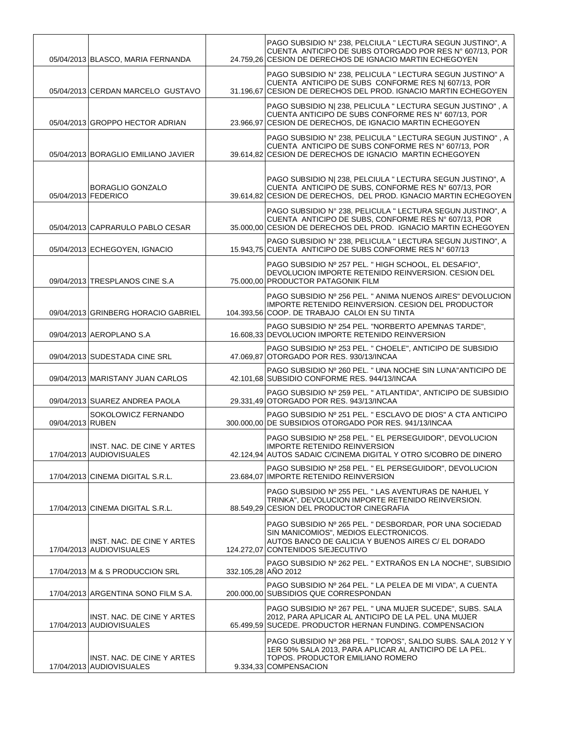| | | | |
|---|---|---|---|
| 05/04/2013 | BLASCO, MARIA FERNANDA | 24.759,26 | PAGO SUBSIDIO N° 238, PELCIULA " LECTURA SEGUN JUSTINO", A CUENTA ANTICIPO DE SUBS OTORGADO POR RES N° 607/13, POR CESION DE DERECHOS DE IGNACIO MARTIN ECHEGOYEN |
| 05/04/2013 | CERDAN MARCELO GUSTAVO | 31.196,67 | PAGO SUBSIDIO N° 238, PELICULA " LECTURA SEGUN JUSTINO" A CUENTA ANTICIPO DE SUBS CONFORME RES N\| 607/13, POR CESION DE DERECHOS DEL PROD. IGNACIO MARTIN ECHEGOYEN |
| 05/04/2013 | GROPPO HECTOR ADRIAN | 23.966,97 | PAGO SUBSIDIO N\| 238, PELICULA " LECTURA SEGUN JUSTINO" , A CUENTA ANTICIPO DE SUBS CONFORME RES N° 607/13, POR CESION DE DERECHOS, DE IGNACIO MARTIN ECHEGOYEN |
| 05/04/2013 | BORAGLIO EMILIANO JAVIER | 39.614,82 | PAGO SUBSIDIO N° 238, PELICULA " LECTURA SEGUN JUSTINO" , A CUENTA ANTICIPO DE SUBS CONFORME RES N° 607/13, POR CESION DE DERECHOS DE IGNACIO MARTIN ECHEGOYEN |
| 05/04/2013 | BORAGLIO GONZALO FEDERICO | 39.614,82 | PAGO SUBSIDIO N\| 238, PELCIULA " LECTURA SEGUN JUSTINO", A CUENTA ANTICIPO DE SUBS, CONFORME RES N° 607/13, POR CESION DE DERECHOS, DEL PROD. IGNACIO MARTIN ECHEGOYEN |
| 05/04/2013 | CAPRARULO PABLO CESAR | 35.000,00 | PAGO SUBSIDIO N° 238, PELICULA " LECTURA SEGUN JUSTINO", A CUENTA ANTICIPO DE SUBS, CONFORME RES N° 607/13, POR CESION DE DERECHOS DEL PROD. IGNACIO MARTIN ECHEGOYEN |
| 05/04/2013 | ECHEGOYEN, IGNACIO | 15.943,75 | PAGO SUBSIDIO N° 238, PELICULA " LECTURA SEGUN JUSTINO", A CUENTA ANTICIPO DE SUBS CONFORME RES N° 607/13 |
| 09/04/2013 | TRESPLANOS CINE S.A | 75.000,00 | PAGO SUBSIDIO Nº 257 PEL. " HIGH SCHOOL, EL DESAFIO", DEVOLUCION IMPORTE RETENIDO REINVERSION. CESION DEL PRODUCTOR PATAGONIK FILM |
| 09/04/2013 | GRINBERG HORACIO GABRIEL | 104.393,56 | PAGO SUBSIDIO Nº 256 PEL. " ANIMA NUENOS AIRES" DEVOLUCION IMPORTE RETENIDO REINVERSION. CESION DEL PRODUCTOR COOP. DE TRABAJO CALOI EN SU TINTA |
| 09/04/2013 | AEROPLANO S.A | 16.608,33 | PAGO SUBSIDIO Nº 254 PEL. "NORBERTO APEMNAS TARDE", DEVOLUCION IMPORTE RETENIDO REINVERSION |
| 09/04/2013 | SUDESTADA CINE SRL | 47.069,87 | PAGO SUBSIDIO Nº 253 PEL. " CHOELE", ANTICIPO DE SUBSIDIO OTORGADO POR RES. 930/13/INCAA |
| 09/04/2013 | MARISTANY JUAN CARLOS | 42.101,68 | PAGO SUBSIDIO Nº 260 PEL. " UNA NOCHE SIN LUNA"ANTICIPO DE SUBSIDIO CONFORME RES. 944/13/INCAA |
| 09/04/2013 | SUAREZ ANDREA PAOLA | 29.331,49 | PAGO SUBSIDIO Nº 259 PEL. " ATLANTIDA", ANTICIPO DE SUBSIDIO OTORGADO POR RES. 943/13/INCAA |
| 09/04/2013 | SOKOLOWICZ FERNANDO RUBEN | 300.000,00 | PAGO SUBSIDIO Nº 251 PEL. " ESCLAVO DE DIOS" A CTA ANTICIPO DE SUBSIDIOS OTORGADO POR RES. 941/13/INCAA |
| 17/04/2013 | INST. NAC. DE CINE Y ARTES AUDIOVISUALES | 42.124,94 | PAGO SUBSIDIO Nº 258 PEL. " EL PERSEGUIDOR", DEVOLUCION IMPORTE RETENIDO REINVERSION AUTOS SADAIC C/CINEMA DIGITAL Y OTRO S/COBRO DE DINERO |
| 17/04/2013 | CINEMA DIGITAL S.R.L. | 23.684,07 | PAGO SUBSIDIO Nº 258 PEL. " EL PERSEGUIDOR", DEVOLUCION IMPORTE RETENIDO REINVERSION |
| 17/04/2013 | CINEMA DIGITAL S.R.L. | 88.549,29 | PAGO SUBSIDIO Nº 255 PEL. " LAS AVENTURAS DE NAHUEL Y TRINKA", DEVOLUCION IMPORTE RETENIDO REINVERSION. CESION DEL PRODUCTOR CINEGRAFIA |
| 17/04/2013 | INST. NAC. DE CINE Y ARTES AUDIOVISUALES | 124.272,07 | PAGO SUBSIDIO Nº 265 PEL. " DESBORDAR, POR UNA SOCIEDAD SIN MANICOMIOS", MEDIOS ELECTRONICOS. AUTOS BANCO DE GALICIA Y BUENOS AIRES C/ EL DORADO CONTENIDOS S/EJECUTIVO |
| 17/04/2013 | M & S PRODUCCION SRL | 332.105,28 | PAGO SUBSIDIO Nº 262 PEL. " EXTRAÑOS EN LA NOCHE", SUBSIDIO AÑO 2012 |
| 17/04/2013 | ARGENTINA SONO FILM S.A. | 200.000,00 | PAGO SUBSIDIO Nº 264 PEL. " LA PELEA DE MI VIDA", A CUENTA SUBSIDIOS QUE CORRESPONDAN |
| 17/04/2013 | INST. NAC. DE CINE Y ARTES AUDIOVISUALES | 65.499,59 | PAGO SUBSIDIO Nº 267 PEL. " UNA MUJER SUCEDE", SUBS. SALA 2012, PARA APLICAR AL ANTICIPO DE LA PEL. UNA MUJER SUCEDE. PRODUCTOR HERNAN FUNDING. COMPENSACION |
| 17/04/2013 | INST. NAC. DE CINE Y ARTES AUDIOVISUALES | 9.334,33 | PAGO SUBSIDIO Nº 268 PEL. " TOPOS", SALDO SUBS. SALA 2012 Y Y 1ER 50% SALA 2013, PARA APLICAR AL ANTICIPO DE LA PEL. TOPOS. PRODUCTOR EMILIANO ROMERO COMPENSACION |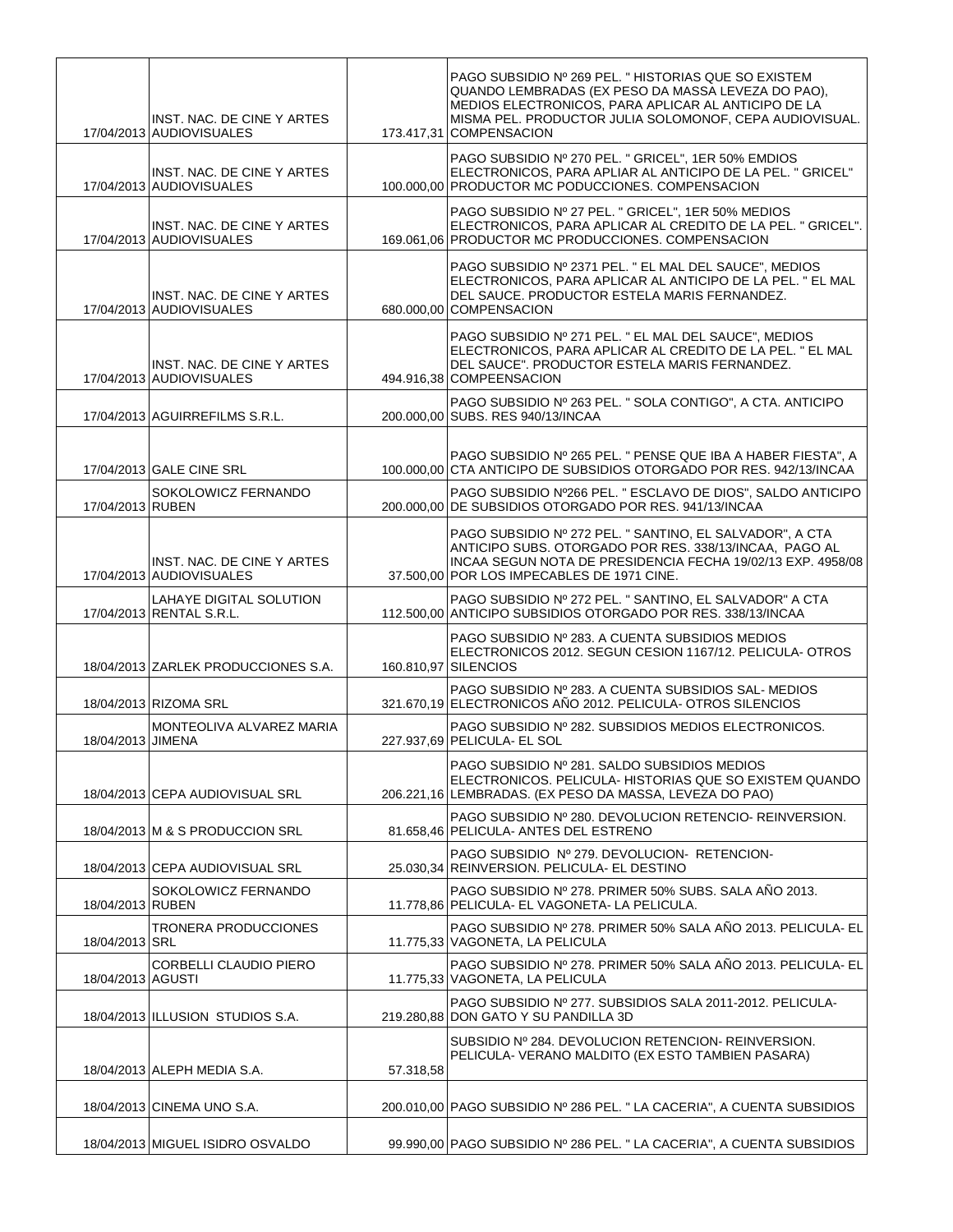| | | | |
|---|---|---|---|
| 17/04/2013 | INST. NAC. DE CINE Y ARTES AUDIOVISUALES | 173.417,31 | PAGO SUBSIDIO Nº 269 PEL. " HISTORIAS QUE SO EXISTEM QUANDO LEMBRADAS (EX PESO DA MASSA LEVEZA DO PAO), MEDIOS ELECTRONICOS, PARA APLICAR AL ANTICIPO DE LA MISMA PEL. PRODUCTOR JULIA SOLOMONOF, CEPA AUDIOVISUAL. COMPENSACION |
| 17/04/2013 | INST. NAC. DE CINE Y ARTES AUDIOVISUALES | 100.000,00 | PAGO SUBSIDIO Nº 270 PEL. " GRICEL", 1ER 50% EMDIOS ELECTRONICOS, PARA APLIAR AL ANTICIPO DE LA PEL. " GRICEL" PRODUCTOR MC PODUCCIONES. COMPENSACION |
| 17/04/2013 | INST. NAC. DE CINE Y ARTES AUDIOVISUALES | 169.061,06 | PAGO SUBSIDIO Nº 27 PEL. " GRICEL", 1ER 50% MEDIOS ELECTRONICOS, PARA APLICAR AL CREDITO DE LA PEL. " GRICEL". PRODUCTOR MC PRODUCCIONES. COMPENSACION |
| 17/04/2013 | INST. NAC. DE CINE Y ARTES AUDIOVISUALES | 680.000,00 | PAGO SUBSIDIO Nº 2371 PEL. " EL MAL DEL SAUCE", MEDIOS ELECTRONICOS, PARA APLICAR AL ANTICIPO DE LA PEL. " EL MAL DEL SAUCE. PRODUCTOR ESTELA MARIS FERNANDEZ. COMPENSACION |
| 17/04/2013 | INST. NAC. DE CINE Y ARTES AUDIOVISUALES | 494.916,38 | PAGO SUBSIDIO Nº 271 PEL. " EL MAL DEL SAUCE", MEDIOS ELECTRONICOS, PARA APLICAR AL CREDITO DE LA PEL. " EL MAL DEL SAUCE". PRODUCTOR ESTELA MARIS FERNANDEZ. COMPEENSACION |
| 17/04/2013 | AGUIRREFILMS S.R.L. | 200.000,00 | PAGO SUBSIDIO Nº 263 PEL. " SOLA CONTIGO", A CTA. ANTICIPO SUBS. RES 940/13/INCAA |
| 17/04/2013 | GALE CINE SRL | 100.000,00 | PAGO SUBSIDIO Nº 265 PEL. " PENSE QUE IBA A HABER FIESTA", A CTA ANTICIPO DE SUBSIDIOS OTORGADO POR RES. 942/13/INCAA |
| 17/04/2013 | SOKOLOWICZ FERNANDO RUBEN | 200.000,00 | PAGO SUBSIDIO Nº266 PEL. " ESCLAVO DE DIOS", SALDO ANTICIPO DE SUBSIDIOS OTORGADO POR RES. 941/13/INCAA |
| 17/04/2013 | INST. NAC. DE CINE Y ARTES AUDIOVISUALES | 37.500,00 | PAGO SUBSIDIO Nº 272 PEL. " SANTINO, EL SALVADOR", A CTA ANTICIPO SUBS. OTORGADO POR RES. 338/13/INCAA, PAGO AL INCAA SEGUN NOTA DE PRESIDENCIA FECHA 19/02/13 EXP. 4958/08 POR LOS IMPECABLES DE 1971 CINE. |
| 17/04/2013 | LAHAYE DIGITAL SOLUTION RENTAL S.R.L. | 112.500,00 | PAGO SUBSIDIO Nº 272 PEL. " SANTINO, EL SALVADOR" A CTA ANTICIPO SUBSIDIOS OTORGADO POR RES. 338/13/INCAA |
| 18/04/2013 | ZARLEK PRODUCCIONES S.A. | 160.810,97 | PAGO SUBSIDIO Nº 283. A CUENTA SUBSIDIOS MEDIOS ELECTRONICOS 2012. SEGUN CESION 1167/12. PELICULA- OTROS SILENCIOS |
| 18/04/2013 | RIZOMA SRL | 321.670,19 | PAGO SUBSIDIO Nº 283. A CUENTA SUBSIDIOS SAL- MEDIOS ELECTRONICOS AÑO 2012. PELICULA- OTROS SILENCIOS |
| 18/04/2013 | MONTEOLIVA ALVAREZ MARIA JIMENA | 227.937,69 | PAGO SUBSIDIO Nº 282. SUBSIDIOS MEDIOS ELECTRONICOS. PELICULA- EL SOL |
| 18/04/2013 | CEPA AUDIOVISUAL SRL | 206.221,16 | PAGO SUBSIDIO Nº 281. SALDO SUBSIDIOS MEDIOS ELECTRONICOS. PELICULA- HISTORIAS QUE SO EXISTEM QUANDO LEMBRADAS. (EX PESO DA MASSA, LEVEZA DO PAO) |
| 18/04/2013 | M & S PRODUCCION SRL | 81.658,46 | PAGO SUBSIDIO Nº 280. DEVOLUCION RETENCIO- REINVERSION. PELICULA- ANTES DEL ESTRENO |
| 18/04/2013 | CEPA AUDIOVISUAL SRL | 25.030,34 | PAGO SUBSIDIO Nº 279. DEVOLUCION- RETENCION- REINVERSION. PELICULA- EL DESTINO |
| 18/04/2013 | SOKOLOWICZ FERNANDO RUBEN | 11.778,86 | PAGO SUBSIDIO Nº 278. PRIMER 50% SUBS. SALA AÑO 2013. PELICULA- EL VAGONETA- LA PELICULA. |
| 18/04/2013 | TRONERA PRODUCCIONES SRL | 11.775,33 | PAGO SUBSIDIO Nº 278. PRIMER 50% SALA AÑO 2013. PELICULA- EL VAGONETA, LA PELICULA |
| 18/04/2013 | CORBELLI CLAUDIO PIERO AGUSTI | 11.775,33 | PAGO SUBSIDIO Nº 278. PRIMER 50% SALA AÑO 2013. PELICULA- EL VAGONETA, LA PELICULA |
| 18/04/2013 | ILLUSION STUDIOS S.A. | 219.280,88 | PAGO SUBSIDIO Nº 277. SUBSIDIOS SALA 2011-2012. PELICULA- DON GATO Y SU PANDILLA 3D |
| 18/04/2013 | ALEPH MEDIA S.A. | 57.318,58 | SUBSIDIO Nº 284. DEVOLUCION RETENCION- REINVERSION. PELICULA- VERANO MALDITO (EX ESTO TAMBIEN PASARA) |
| 18/04/2013 | CINEMA UNO S.A. | 200.010,00 | PAGO SUBSIDIO Nº 286 PEL. " LA CACERIA", A CUENTA SUBSIDIOS |
| 18/04/2013 | MIGUEL ISIDRO OSVALDO | 99.990,00 | PAGO SUBSIDIO Nº 286 PEL. " LA CACERIA", A CUENTA SUBSIDIOS |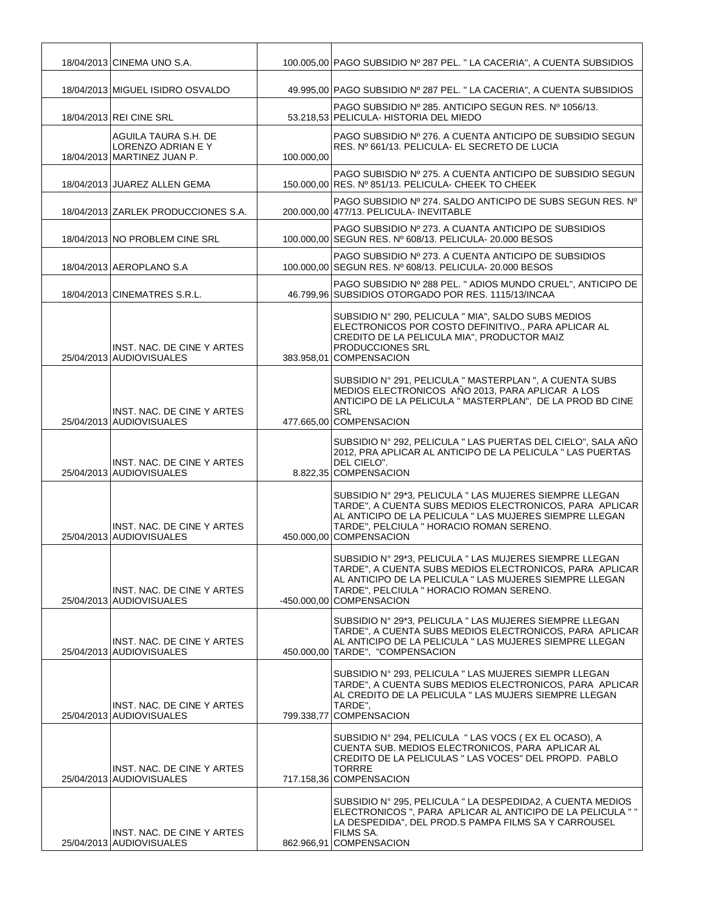| | | | |
|---|---|---|---|
| 18/04/2013 | CINEMA UNO S.A. | 100.005,00 | PAGO SUBSIDIO Nº 287 PEL. " LA CACERIA", A CUENTA SUBSIDIOS |
| 18/04/2013 | MIGUEL ISIDRO OSVALDO | 49.995,00 | PAGO SUBSIDIO Nº 287 PEL. " LA CACERIA", A CUENTA SUBSIDIOS |
| 18/04/2013 | REI CINE SRL | 53.218,53 | PAGO SUBSIDIO Nº 285. ANTICIPO SEGUN RES. Nº 1056/13. PELICULA- HISTORIA DEL MIEDO |
| 18/04/2013 | AGUILA TAURA S.H. DE LORENZO ADRIAN E Y MARTINEZ JUAN P. | 100.000,00 | PAGO SUBSIDIO Nº 276. A CUENTA ANTICIPO DE SUBSIDIO SEGUN RES. Nº 661/13. PELICULA- EL SECRETO DE LUCIA |
| 18/04/2013 | JUAREZ ALLEN GEMA | 150.000,00 | PAGO SUBISDIO Nº 275. A CUENTA ANTICIPO DE SUBSIDIO SEGUN RES. Nº 851/13. PELICULA- CHEEK TO CHEEK |
| 18/04/2013 | ZARLEK PRODUCCIONES S.A. | 200.000,00 | PAGO SUBSIDIO Nº 274. SALDO ANTICIPO DE SUBS SEGUN RES. Nº 477/13. PELICULA- INEVITABLE |
| 18/04/2013 | NO PROBLEM CINE SRL | 100.000,00 | PAGO SUBSIDIO Nº 273. A CUANTA ANTICIPO DE SUBSIDIOS SEGUN RES. Nº 608/13. PELICULA- 20.000 BESOS |
| 18/04/2013 | AEROPLANO S.A | 100.000,00 | PAGO SUBSIDIO Nº 273. A CUENTA ANTICIPO DE SUBSIDIOS SEGUN RES. Nº 608/13. PELICULA- 20.000 BESOS |
| 18/04/2013 | CINEMATRES S.R.L. | 46.799,96 | PAGO SUBSIDIO Nº 288 PEL. " ADIOS MUNDO CRUEL", ANTICIPO DE SUBSIDIOS OTORGADO POR RES. 1115/13/INCAA |
| 25/04/2013 | INST. NAC. DE CINE Y ARTES AUDIOVISUALES | 383.958,01 | SUBSIDIO N° 290, PELICULA " MIA", SALDO SUBS MEDIOS ELECTRONICOS POR COSTO DEFINITIVO., PARA APLICAR AL CREDITO DE LA PELICULA MIA", PRODUCTOR MAIZ PRODUCCIONES SRL COMPENSACION |
| 25/04/2013 | INST. NAC. DE CINE Y ARTES AUDIOVISUALES | 477.665,00 | SUBSIDIO N° 291, PELICULA " MASTERPLAN ", A CUENTA SUBS MEDIOS ELECTRONICOS AÑO 2013, PARA APLICAR A LOS ANTICIPO DE LA PELICULA " MASTERPLAN", DE LA PROD BD CINE SRL COMPENSACION |
| 25/04/2013 | INST. NAC. DE CINE Y ARTES AUDIOVISUALES | 8.822,35 | SUBSIDIO N° 292, PELICULA " LAS PUERTAS DEL CIELO", SALA AÑO 2012, PRA APLICAR AL ANTICIPO DE LA PELICULA " LAS PUERTAS DEL CIELO". COMPENSACION |
| 25/04/2013 | INST. NAC. DE CINE Y ARTES AUDIOVISUALES | 450.000,00 | SUBSIDIO N° 29*3, PELICULA " LAS MUJERES SIEMPRE LLEGAN TARDE", A CUENTA SUBS MEDIOS ELECTRONICOS, PARA APLICAR AL ANTICIPO DE LA PELICULA " LAS MUJERES SIEMPRE LLEGAN TARDE", PELCIULA " HORACIO ROMAN SERENO. COMPENSACION |
| 25/04/2013 | INST. NAC. DE CINE Y ARTES AUDIOVISUALES | -450.000,00 | SUBSIDIO N° 29*3, PELICULA " LAS MUJERES SIEMPRE LLEGAN TARDE", A CUENTA SUBS MEDIOS ELECTRONICOS, PARA APLICAR AL ANTICIPO DE LA PELICULA " LAS MUJERES SIEMPRE LLEGAN TARDE", PELCIULA " HORACIO ROMAN SERENO. COMPENSACION |
| 25/04/2013 | INST. NAC. DE CINE Y ARTES AUDIOVISUALES | 450.000,00 | SUBSIDIO N° 29*3, PELICULA " LAS MUJERES SIEMPRE LLEGAN TARDE", A CUENTA SUBS MEDIOS ELECTRONICOS, PARA APLICAR AL ANTICIPO DE LA PELICULA " LAS MUJERES SIEMPRE LLEGAN TARDE", "COMPENSACION |
| 25/04/2013 | INST. NAC. DE CINE Y ARTES AUDIOVISUALES | 799.338,77 | SUBSIDIO N° 293, PELICULA " LAS MUJERES SIEMPR LLEGAN TARDE", A CUENTA SUBS MEDIOS ELECTRONICOS, PARA APLICAR AL CREDITO DE LA PELICULA " LAS MUJERS SIEMPRE LLEGAN TARDE", COMPENSACION |
| 25/04/2013 | INST. NAC. DE CINE Y ARTES AUDIOVISUALES | 717.158,36 | SUBSIDIO N° 294, PELICULA " LAS VOCS ( EX EL OCASO), A CUENTA SUB. MEDIOS ELECTRONICOS, PARA APLICAR AL CREDITO DE LA PELICULAS " LAS VOCES" DEL PROPD. PABLO TORRRE COMPENSACION |
| 25/04/2013 | INST. NAC. DE CINE Y ARTES AUDIOVISUALES | 862.966,91 | SUBSIDIO N° 295, PELICULA " LA DESPEDIDA2, A CUENTA MEDIOS ELECTRONICOS ", PARA APLICAR AL ANTICIPO DE LA PELICULA " " LA DESPEDIDA", DEL PROD.S PAMPA FILMS SA Y CARROUSEL FILMS SA. COMPENSACION |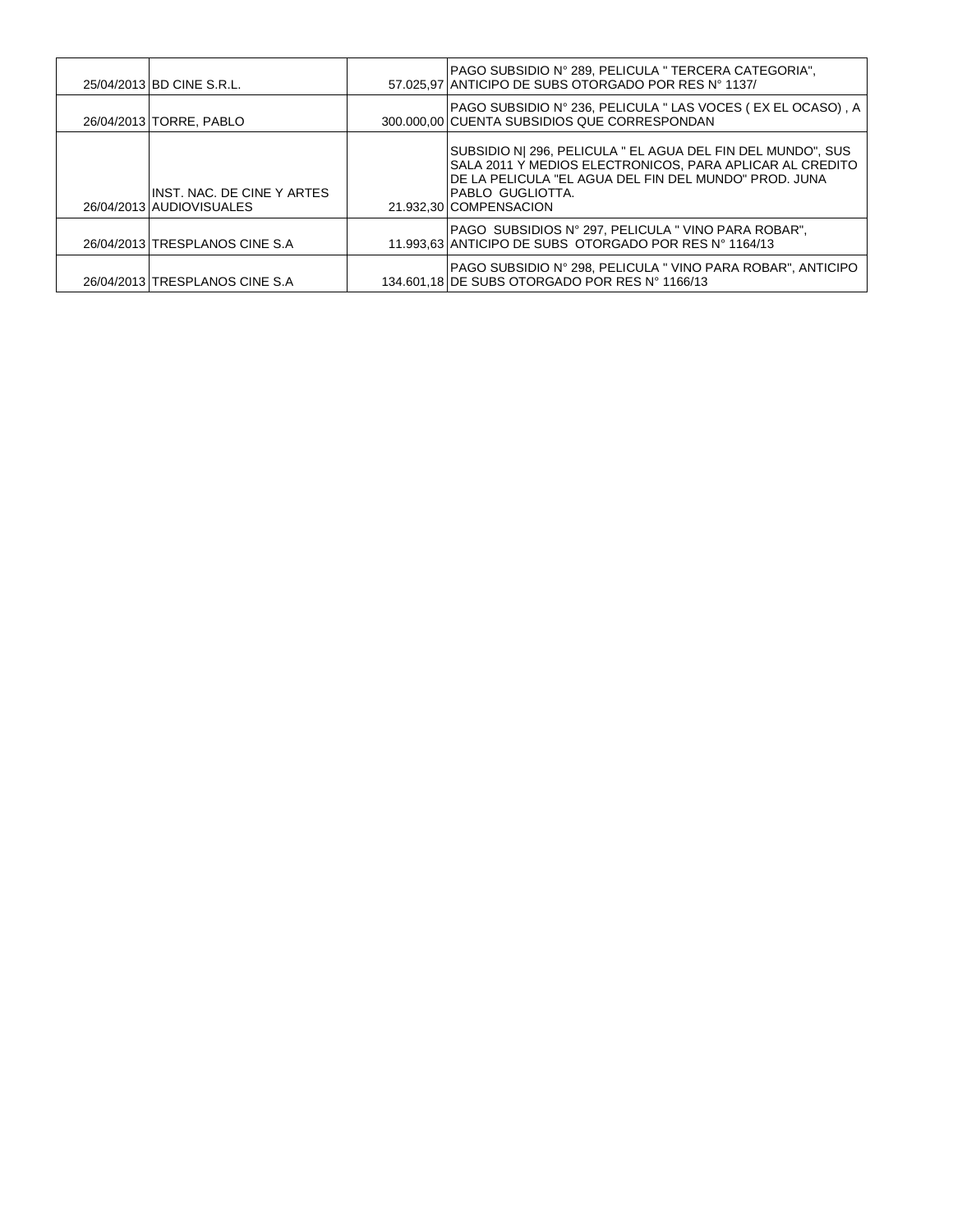| | | | | |
|---|---|---|---|---|
| | 25/04/2013 BD CINE S.R.L. | | 57.025,97 | PAGO SUBSIDIO N° 289, PELICULA " TERCERA CATEGORIA", ANTICIPO DE SUBS OTORGADO POR RES N° 1137/ |
| | 26/04/2013 TORRE, PABLO | | 300.000,00 | PAGO SUBSIDIO N° 236, PELICULA " LAS VOCES ( EX EL OCASO) , A CUENTA SUBSIDIOS QUE CORRESPONDAN |
| | 26/04/2013 INST. NAC. DE CINE Y ARTES AUDIOVISUALES | | 21.932,30 | SUBSIDIO N\| 296, PELICULA " EL AGUA DEL FIN DEL MUNDO", SUS SALA 2011 Y MEDIOS ELECTRONICOS, PARA APLICAR AL CREDITO DE LA PELICULA "EL AGUA DEL FIN DEL MUNDO" PROD. JUNA PABLO GUGLIOTTA. COMPENSACION |
| | 26/04/2013 TRESPLANOS CINE S.A | | 11.993,63 | PAGO SUBSIDIOS N° 297, PELICULA " VINO PARA ROBAR", ANTICIPO DE SUBS OTORGADO POR RES N° 1164/13 |
| | 26/04/2013 TRESPLANOS CINE S.A | | 134.601,18 | PAGO SUBSIDIO N° 298, PELICULA " VINO PARA ROBAR", ANTICIPO DE SUBS OTORGADO POR RES N° 1166/13 |